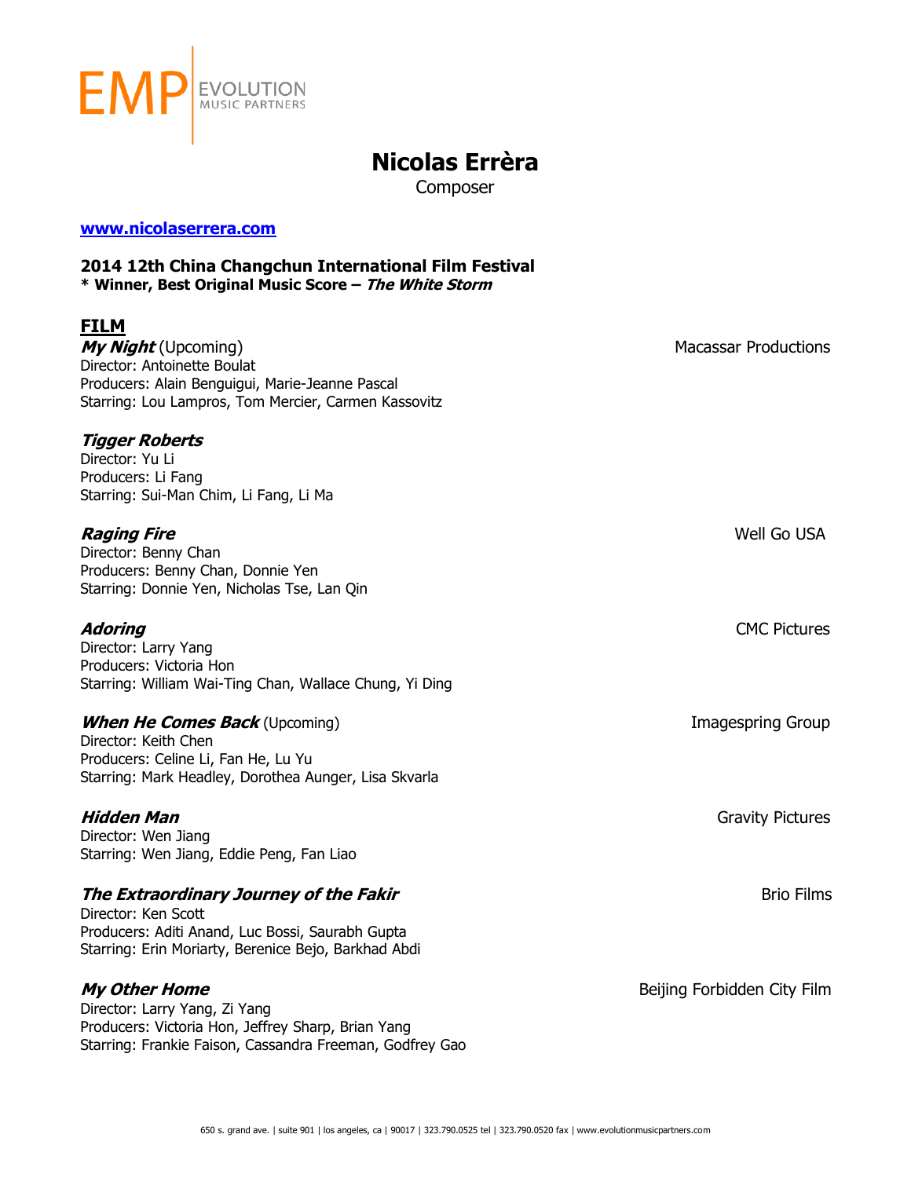EMP EVOLUTION MUSIC PARTNERS

# Nicolas Errèra

Composer

[www.nicolaserrera.com](http://www.nicolaserrera.com)

**2014 12th China Changchun International Film Festival**
**\* Winner, Best Original Music Score – *The White Storm***

## FILM

***My Night*** (Upcoming) — Macassar Productions
Director: Antoinette Boulat
Producers: Alain Benguigui, Marie-Jeanne Pascal
Starring: Lou Lampros, Tom Mercier, Carmen Kassovitz

***Tigger Roberts***
Director: Yu Li
Producers: Li Fang
Starring: Sui-Man Chim, Li Fang, Li Ma

***Raging Fire*** — Well Go USA
Director: Benny Chan
Producers: Benny Chan, Donnie Yen
Starring: Donnie Yen, Nicholas Tse, Lan Qin

***Adoring*** — CMC Pictures
Director: Larry Yang
Producers: Victoria Hon
Starring: William Wai-Ting Chan, Wallace Chung, Yi Ding

***When He Comes Back*** (Upcoming) — Imagespring Group
Director: Keith Chen
Producers: Celine Li, Fan He, Lu Yu
Starring: Mark Headley, Dorothea Aunger, Lisa Skvarla

***Hidden Man*** — Gravity Pictures
Director: Wen Jiang
Starring: Wen Jiang, Eddie Peng, Fan Liao

***The Extraordinary Journey of the Fakir*** — Brio Films
Director: Ken Scott
Producers: Aditi Anand, Luc Bossi, Saurabh Gupta
Starring: Erin Moriarty, Berenice Bejo, Barkhad Abdi

***My Other Home*** — Beijing Forbidden City Film
Director: Larry Yang, Zi Yang
Producers: Victoria Hon, Jeffrey Sharp, Brian Yang
Starring: Frankie Faison, Cassandra Freeman, Godfrey Gao

650 s. grand ave. | suite 901 | los angeles, ca | 90017 | 323.790.0525 tel | 323.790.0520 fax | www.evolutionmusicpartners.com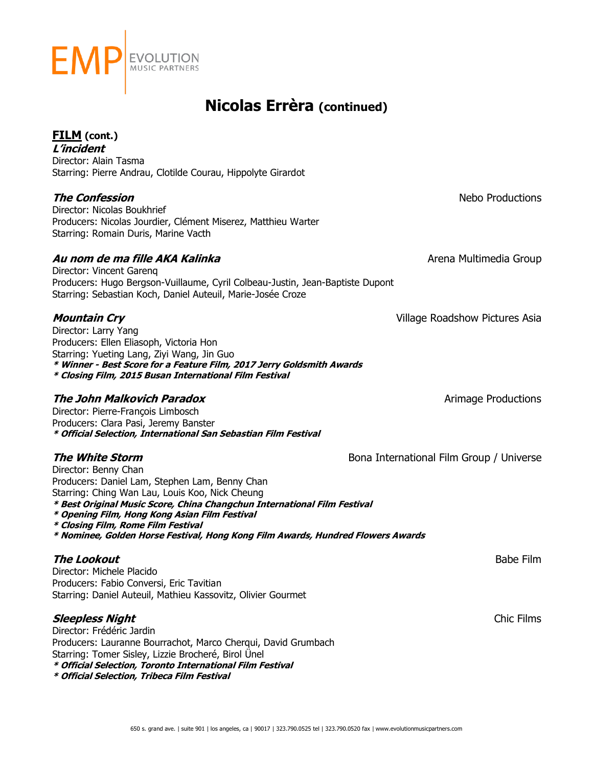# Nicolas Errèra (continued)

## FILM (cont.)

***L'incident***
Director: Alain Tasma
Starring: Pierre Andrau, Clotilde Courau, Hippolyte Girardot

***The Confession*** — Nebo Productions
Director: Nicolas Boukhrief
Producers: Nicolas Jourdier, Clément Miserez, Matthieu Warter
Starring: Romain Duris, Marine Vacth

***Au nom de ma fille AKA Kalinka*** — Arena Multimedia Group
Director: Vincent Garenq
Producers: Hugo Bergson-Vuillaume, Cyril Colbeau-Justin, Jean-Baptiste Dupont
Starring: Sebastian Koch, Daniel Auteuil, Marie-Josée Croze

***Mountain Cry*** — Village Roadshow Pictures Asia
Director: Larry Yang
Producers: Ellen Eliasoph, Victoria Hon
Starring: Yueting Lang, Ziyi Wang, Jin Guo
***\* Winner - Best Score for a Feature Film, 2017 Jerry Goldsmith Awards***
***\* Closing Film, 2015 Busan International Film Festival***

***The John Malkovich Paradox*** — Arimage Productions
Director: Pierre-François Limbosch
Producers: Clara Pasi, Jeremy Banster
***\* Official Selection, International San Sebastian Film Festival***

***The White Storm*** — Bona International Film Group / Universe
Director: Benny Chan
Producers: Daniel Lam, Stephen Lam, Benny Chan
Starring: Ching Wan Lau, Louis Koo, Nick Cheung
***\* Best Original Music Score, China Changchun International Film Festival***
***\* Opening Film, Hong Kong Asian Film Festival***
***\* Closing Film, Rome Film Festival***
***\* Nominee, Golden Horse Festival, Hong Kong Film Awards, Hundred Flowers Awards***

***The Lookout*** — Babe Film
Director: Michele Placido
Producers: Fabio Conversi, Eric Tavitian
Starring: Daniel Auteuil, Mathieu Kassovitz, Olivier Gourmet

***Sleepless Night*** — Chic Films
Director: Frédéric Jardin
Producers: Lauranne Bourrachot, Marco Cherqui, David Grumbach
Starring: Tomer Sisley, Lizzie Brocheré, Birol Ünel
***\* Official Selection, Toronto International Film Festival***
***\* Official Selection, Tribeca Film Festival***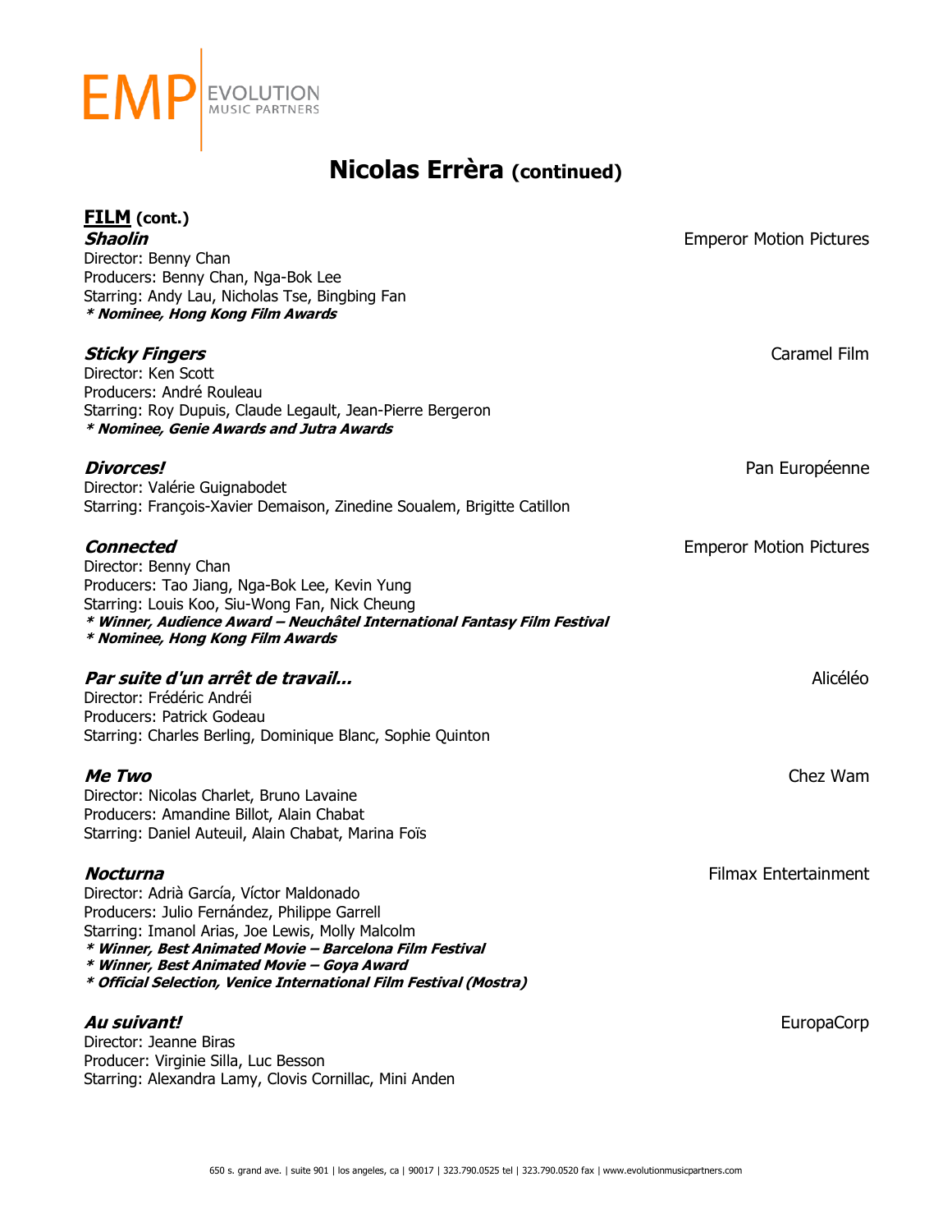# Nicolas Errèra (continued)

**FILM (cont.)**

***Shaolin*** — Emperor Motion Pictures
Director: Benny Chan
Producers: Benny Chan, Nga-Bok Lee
Starring: Andy Lau, Nicholas Tse, Bingbing Fan
***\* Nominee, Hong Kong Film Awards***

***Sticky Fingers*** — Caramel Film
Director: Ken Scott
Producers: André Rouleau
Starring: Roy Dupuis, Claude Legault, Jean-Pierre Bergeron
***\* Nominee, Genie Awards and Jutra Awards***

***Divorces!*** — Pan Européenne
Director: Valérie Guignabodet
Starring: François-Xavier Demaison, Zinedine Soualem, Brigitte Catillon

***Connected*** — Emperor Motion Pictures
Director: Benny Chan
Producers: Tao Jiang, Nga-Bok Lee, Kevin Yung
Starring: Louis Koo, Siu-Wong Fan, Nick Cheung
***\* Winner, Audience Award – Neuchâtel International Fantasy Film Festival***
***\* Nominee, Hong Kong Film Awards***

***Par suite d'un arrêt de travail...*** — Alicéléo
Director: Frédéric Andréi
Producers: Patrick Godeau
Starring: Charles Berling, Dominique Blanc, Sophie Quinton

***Me Two*** — Chez Wam
Director: Nicolas Charlet, Bruno Lavaine
Producers: Amandine Billot, Alain Chabat
Starring: Daniel Auteuil, Alain Chabat, Marina Foïs

***Nocturna*** — Filmax Entertainment
Director: Adrià García, Víctor Maldonado
Producers: Julio Fernández, Philippe Garrell
Starring: Imanol Arias, Joe Lewis, Molly Malcolm
***\* Winner, Best Animated Movie – Barcelona Film Festival***
***\* Winner, Best Animated Movie – Goya Award***
***\* Official Selection, Venice International Film Festival (Mostra)***

***Au suivant!*** — EuropaCorp
Director: Jeanne Biras
Producer: Virginie Silla, Luc Besson
Starring: Alexandra Lamy, Clovis Cornillac, Mini Anden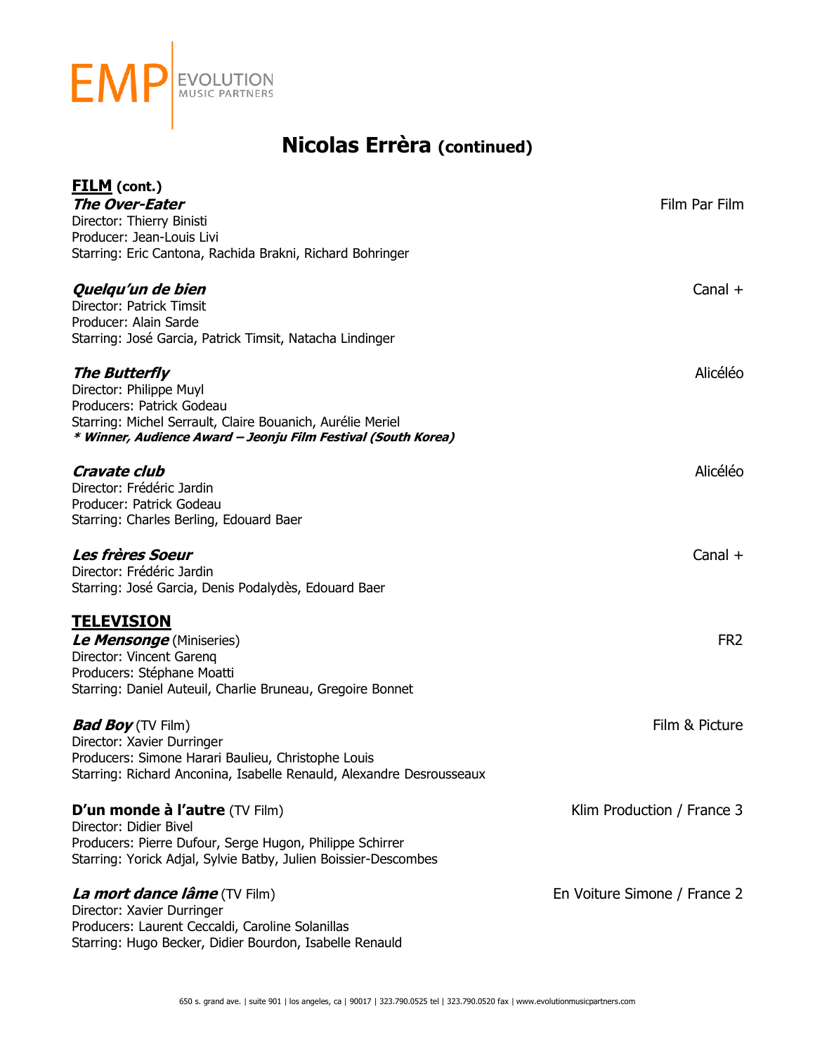# Nicolas Errèra (continued)

**FILM (cont.)**

***The Over-Eater*** — Film Par Film
Director: Thierry Binisti
Producer: Jean-Louis Livi
Starring: Eric Cantona, Rachida Brakni, Richard Bohringer

***Quelqu'un de bien*** — Canal +
Director: Patrick Timsit
Producer: Alain Sarde
Starring: José Garcia, Patrick Timsit, Natacha Lindinger

***The Butterfly*** — Alicéléo
Director: Philippe Muyl
Producers: Patrick Godeau
Starring: Michel Serrault, Claire Bouanich, Aurélie Meriel
***\* Winner, Audience Award – Jeonju Film Festival (South Korea)***

***Cravate club*** — Alicéléo
Director: Frédéric Jardin
Producer: Patrick Godeau
Starring: Charles Berling, Edouard Baer

***Les frères Soeur*** — Canal +
Director: Frédéric Jardin
Starring: José Garcia, Denis Podalydès, Edouard Baer

**TELEVISION**

***Le Mensonge*** (Miniseries) — FR2
Director: Vincent Garenq
Producers: Stéphane Moatti
Starring: Daniel Auteuil, Charlie Bruneau, Gregoire Bonnet

***Bad Boy*** (TV Film) — Film & Picture
Director: Xavier Durringer
Producers: Simone Harari Baulieu, Christophe Louis
Starring: Richard Anconina, Isabelle Renauld, Alexandre Desrousseaux

**D'un monde à l'autre** (TV Film) — Klim Production / France 3
Director: Didier Bivel
Producers: Pierre Dufour, Serge Hugon, Philippe Schirrer
Starring: Yorick Adjal, Sylvie Batby, Julien Boissier-Descombes

***La mort dance lâme*** (TV Film) — En Voiture Simone / France 2
Director: Xavier Durringer
Producers: Laurent Ceccaldi, Caroline Solanillas
Starring: Hugo Becker, Didier Bourdon, Isabelle Renauld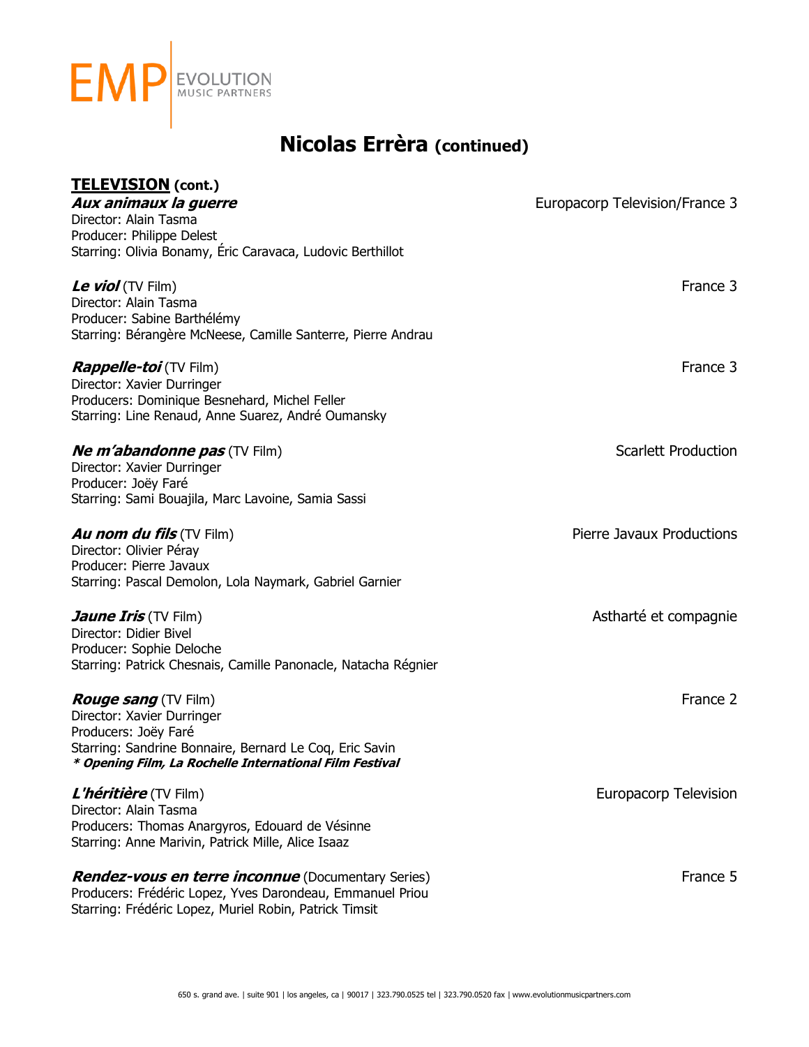# Nicolas Errèra (continued)

## TELEVISION (cont.)

***Aux animaux la guerre*** — Europacorp Television/France 3
Director: Alain Tasma
Producer: Philippe Delest
Starring: Olivia Bonamy, Éric Caravaca, Ludovic Berthillot

***Le viol*** (TV Film) — France 3
Director: Alain Tasma
Producer: Sabine Barthélémy
Starring: Bérangère McNeese, Camille Santerre, Pierre Andrau

***Rappelle-toi*** (TV Film) — France 3
Director: Xavier Durringer
Producers: Dominique Besnehard, Michel Feller
Starring: Line Renaud, Anne Suarez, André Oumansky

***Ne m'abandonne pas*** (TV Film) — Scarlett Production
Director: Xavier Durringer
Producer: Joëy Faré
Starring: Sami Bouajila, Marc Lavoine, Samia Sassi

***Au nom du fils*** (TV Film) — Pierre Javaux Productions
Director: Olivier Péray
Producer: Pierre Javaux
Starring: Pascal Demolon, Lola Naymark, Gabriel Garnier

***Jaune Iris*** (TV Film) — Astharté et compagnie
Director: Didier Bivel
Producer: Sophie Deloche
Starring: Patrick Chesnais, Camille Panonacle, Natacha Régnier

***Rouge sang*** (TV Film) — France 2
Director: Xavier Durringer
Producers: Joëy Faré
Starring: Sandrine Bonnaire, Bernard Le Coq, Eric Savin
***\* Opening Film, La Rochelle International Film Festival***

***L'héritière*** (TV Film) — Europacorp Television
Director: Alain Tasma
Producers: Thomas Anargyros, Edouard de Vésinne
Starring: Anne Marivin, Patrick Mille, Alice Isaaz

***Rendez-vous en terre inconnue*** (Documentary Series) — France 5
Producers: Frédéric Lopez, Yves Darondeau, Emmanuel Priou
Starring: Frédéric Lopez, Muriel Robin, Patrick Timsit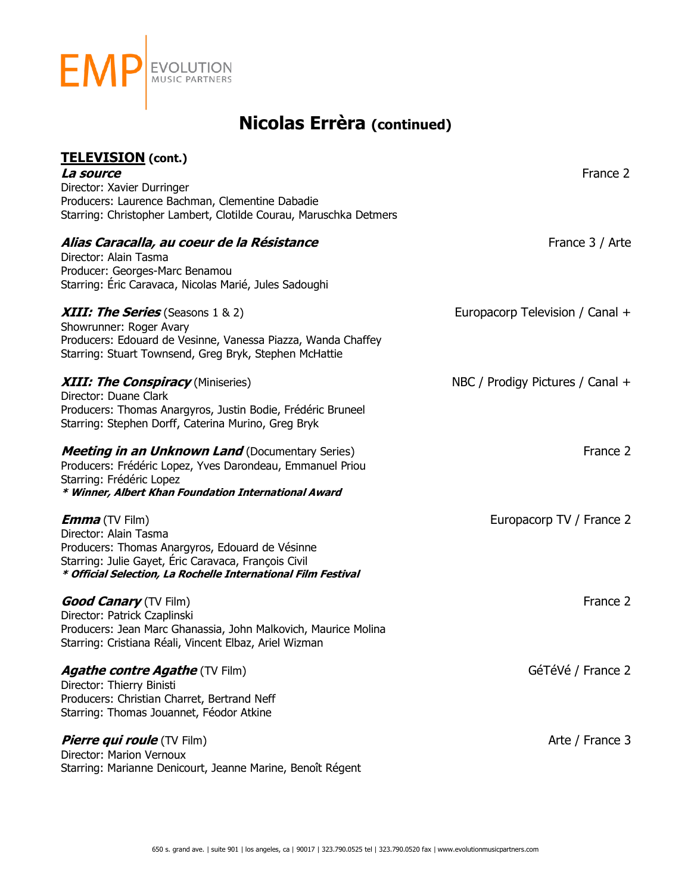# Nicolas Errèra (continued)

## TELEVISION (cont.)

***La source*** — France 2
Director: Xavier Durringer
Producers: Laurence Bachman, Clementine Dabadie
Starring: Christopher Lambert, Clotilde Courau, Maruschka Detmers

***Alias Caracalla, au coeur de la Résistance*** — France 3 / Arte
Director: Alain Tasma
Producer: Georges-Marc Benamou
Starring: Éric Caravaca, Nicolas Marié, Jules Sadoughi

***XIII: The Series*** (Seasons 1 & 2) — Europacorp Television / Canal +
Showrunner: Roger Avary
Producers: Edouard de Vesinne, Vanessa Piazza, Wanda Chaffey
Starring: Stuart Townsend, Greg Bryk, Stephen McHattie

***XIII: The Conspiracy*** (Miniseries) — NBC / Prodigy Pictures / Canal +
Director: Duane Clark
Producers: Thomas Anargyros, Justin Bodie, Frédéric Bruneel
Starring: Stephen Dorff, Caterina Murino, Greg Bryk

***Meeting in an Unknown Land*** (Documentary Series) — France 2
Producers: Frédéric Lopez, Yves Darondeau, Emmanuel Priou
Starring: Frédéric Lopez
***\* Winner, Albert Khan Foundation International Award***

***Emma*** (TV Film) — Europacorp TV / France 2
Director: Alain Tasma
Producers: Thomas Anargyros, Edouard de Vésinne
Starring: Julie Gayet, Éric Caravaca, François Civil
***\* Official Selection, La Rochelle International Film Festival***

***Good Canary*** (TV Film) — France 2
Director: Patrick Czaplinski
Producers: Jean Marc Ghanassia, John Malkovich, Maurice Molina
Starring: Cristiana Réali, Vincent Elbaz, Ariel Wizman

***Agathe contre Agathe*** (TV Film) — GéTéVé / France 2
Director: Thierry Binisti
Producers: Christian Charret, Bertrand Neff
Starring: Thomas Jouannet, Féodor Atkine

***Pierre qui roule*** (TV Film) — Arte / France 3
Director: Marion Vernoux
Starring: Marianne Denicourt, Jeanne Marine, Benoît Régent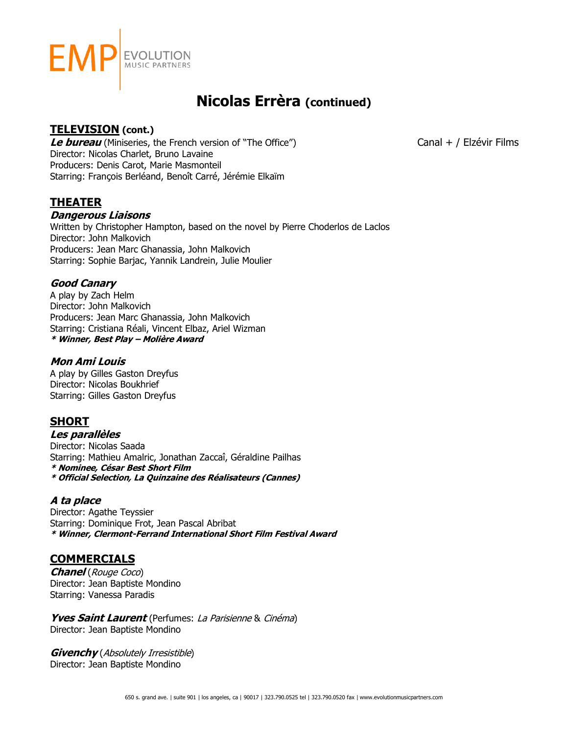# Nicolas Errèra **(continued)**

## TELEVISION (cont.)

***Le bureau*** (Miniseries, the French version of "The Office") — Canal + / Elzévir Films
Director: Nicolas Charlet, Bruno Lavaine
Producers: Denis Carot, Marie Masmonteil
Starring: François Berléand, Benoît Carré, Jérémie Elkaïm

## THEATER

***Dangerous Liaisons***
Written by Christopher Hampton, based on the novel by Pierre Choderlos de Laclos
Director: John Malkovich
Producers: Jean Marc Ghanassia, John Malkovich
Starring: Sophie Barjac, Yannik Landrein, Julie Moulier

***Good Canary***
A play by Zach Helm
Director: John Malkovich
Producers: Jean Marc Ghanassia, John Malkovich
Starring: Cristiana Réali, Vincent Elbaz, Ariel Wizman
***\* Winner, Best Play – Molière Award***

***Mon Ami Louis***
A play by Gilles Gaston Dreyfus
Director: Nicolas Boukhrief
Starring: Gilles Gaston Dreyfus

## SHORT

***Les parallèles***
Director: Nicolas Saada
Starring: Mathieu Amalric, Jonathan Zaccaî, Géraldine Pailhas
***\* Nominee, César Best Short Film***
***\* Official Selection, La Quinzaine des Réalisateurs (Cannes)***

***A ta place***
Director: Agathe Teyssier
Starring: Dominique Frot, Jean Pascal Abribat
***\* Winner, Clermont-Ferrand International Short Film Festival Award***

## COMMERCIALS

***Chanel*** (*Rouge Coco*)
Director: Jean Baptiste Mondino
Starring: Vanessa Paradis

***Yves Saint Laurent*** (Perfumes: *La Parisienne* & *Cinéma*)
Director: Jean Baptiste Mondino

***Givenchy*** (*Absolutely Irresistible*)
Director: Jean Baptiste Mondino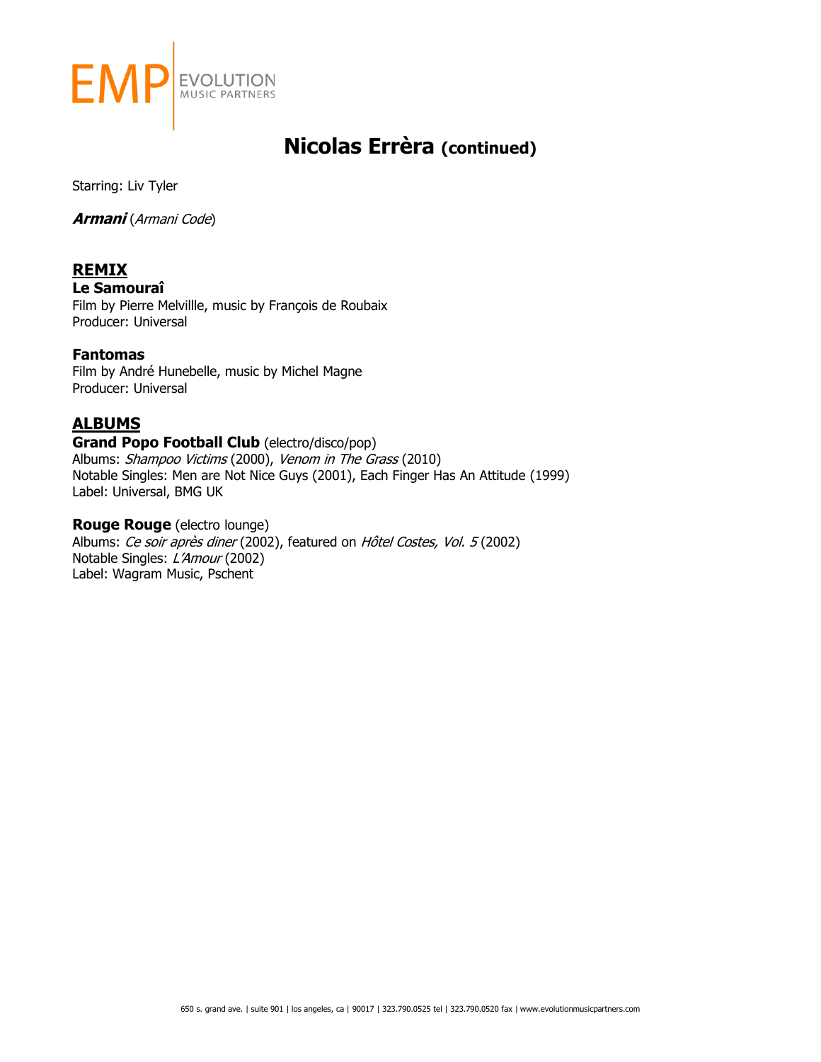# Nicolas Errèra (continued)

Starring: Liv Tyler

***Armani*** (*Armani Code*)

## REMIX

**Le Samouraî**
Film by Pierre Melvillle, music by François de Roubaix
Producer: Universal

**Fantomas**
Film by André Hunebelle, music by Michel Magne
Producer: Universal

## ALBUMS

**Grand Popo Football Club** (electro/disco/pop)
Albums: *Shampoo Victims* (2000), *Venom in The Grass* (2010)
Notable Singles: Men are Not Nice Guys (2001), Each Finger Has An Attitude (1999)
Label: Universal, BMG UK

**Rouge Rouge** (electro lounge)
Albums: *Ce soir après diner* (2002), featured on *Hôtel Costes, Vol. 5* (2002)
Notable Singles: *L'Amour* (2002)
Label: Wagram Music, Pschent